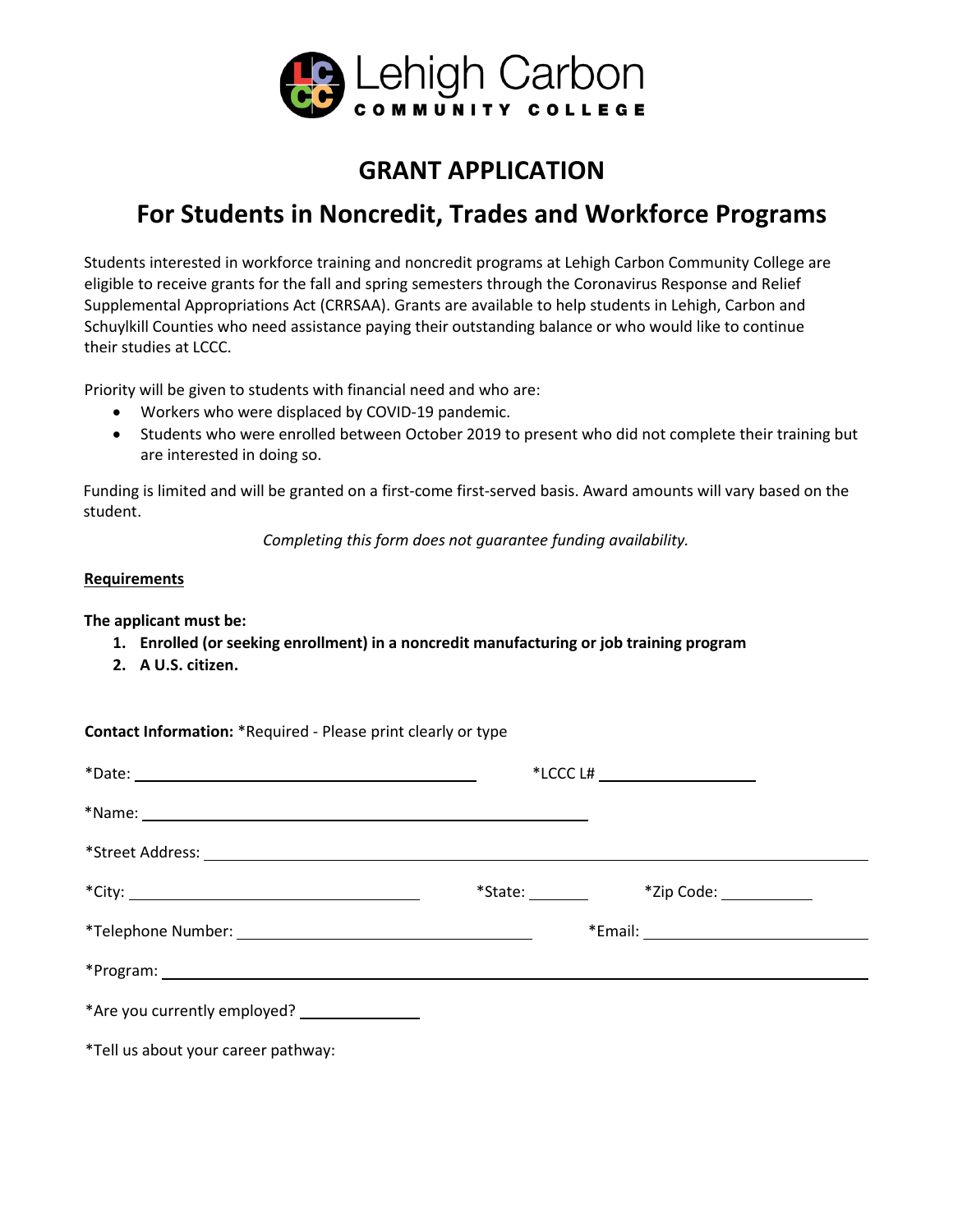Lehigh Carbon
COMMUNITY COLLEGE

# GRANT APPLICATION

## For Students in Noncredit, Trades and Workforce Programs

Students interested in workforce training and noncredit programs at Lehigh Carbon Community College are eligible to receive grants for the fall and spring semesters through the Coronavirus Response and Relief Supplemental Appropriations Act (CRRSAA). Grants are available to help students in Lehigh, Carbon and Schuylkill Counties who need assistance paying their outstanding balance or who would like to continue their studies at LCCC.

Priority will be given to students with financial need and who are:

- Workers who were displaced by COVID-19 pandemic.
- Students who were enrolled between October 2019 to present who did not complete their training but are interested in doing so.

Funding is limited and will be granted on a first-come first-served basis. Award amounts will vary based on the student.

*Completing this form does not guarantee funding availability.*

**Requirements**

**The applicant must be:**

1. **Enrolled (or seeking enrollment) in a noncredit manufacturing or job training program**
2. **A U.S. citizen.**

**Contact Information:** *Required - Please print clearly or type

*Date: ______________________ *LCCC L# ______________

*Name: ______________________________

*Street Address: ______________________________________________

*City: ____________________ *State: ______ *Zip Code: ________

*Telephone Number: ____________________ *Email: ____________________

*Program: ______________________________________________

*Are you currently employed? __________

*Tell us about your career pathway: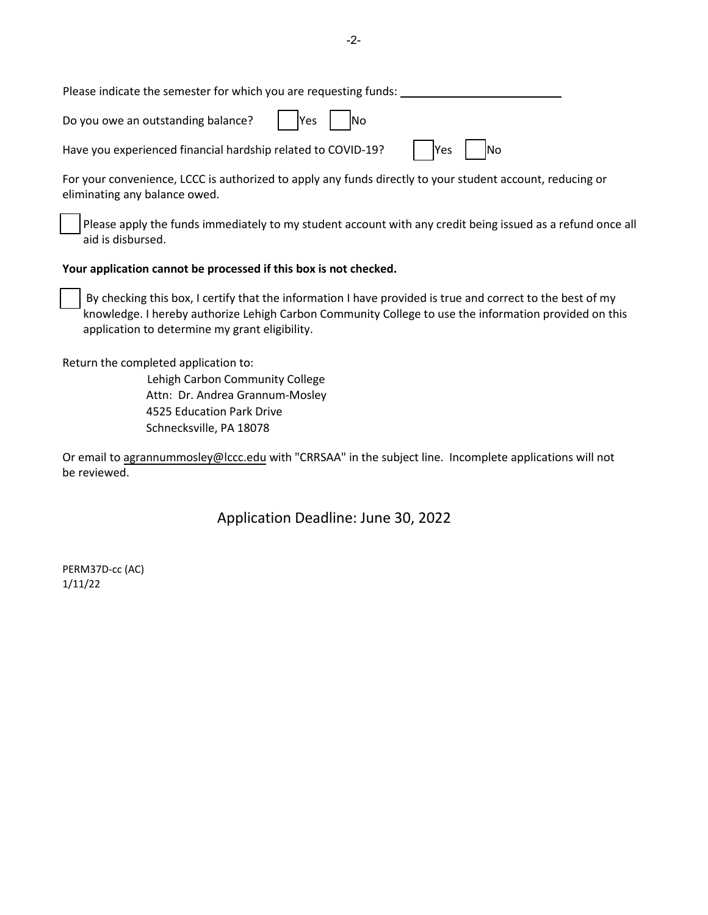Please indicate the semester for which you are requesting funds: ____________________

Do you owe an outstanding balance? ☐ Yes ☐ No

Have you experienced financial hardship related to COVID-19? ☐ Yes ☐ No

For your convenience, LCCC is authorized to apply any funds directly to your student account, reducing or eliminating any balance owed.

☐ Please apply the funds immediately to my student account with any credit being issued as a refund once all aid is disbursed.

**Your application cannot be processed if this box is not checked.**

☐ By checking this box, I certify that the information I have provided is true and correct to the best of my knowledge. I hereby authorize Lehigh Carbon Community College to use the information provided on this application to determine my grant eligibility.

Return the completed application to:

Lehigh Carbon Community College
Attn: Dr. Andrea Grannum-Mosley
4525 Education Park Drive
Schnecksville, PA 18078

Or email to agrannummosley@lccc.edu with "CRRSAA" in the subject line. Incomplete applications will not be reviewed.

## Application Deadline: June 30, 2022

PERM37D-cc (AC)
1/11/22